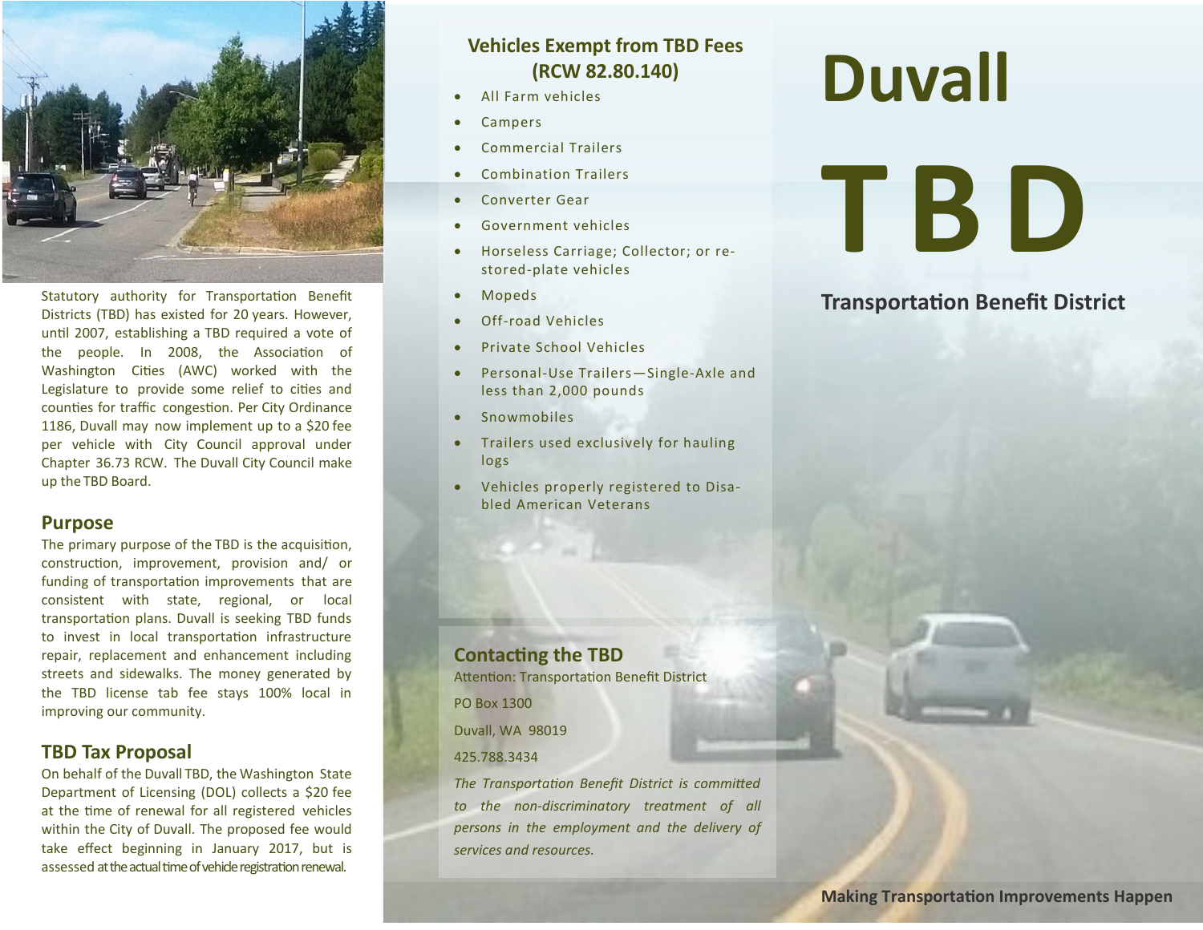Statutory authority for Transportation Benefit Districts (TBD) has existed for 20 years. However, until 2007, establishing a TBD required a vote of the people. In 2008, the Association of Washington Cities (AWC) worked with the Legislature to provide some relief to cities and counties for traffic congestion. Per City Ordinance 1186, Duvall may now implement up to a $20 fee per vehicle with City Council approval under Chapter 36.73 RCW. The Duvall City Council make up the TBD Board.

## Purpose

The primary purpose of the TBD is the acquisition, construction, improvement, provision and/ or funding of transportation improvements that are consistent with state, regional, or local transportation plans. Duvall is seeking TBD funds to invest in local transportation infrastructure repair, replacement and enhancement including streets and sidewalks. The money generated by the TBD license tab fee stays 100% local in improving our community.

## TBD Tax Proposal

On behalf of the Duvall TBD, the Washington State Department of Licensing (DOL) collects a $20 fee at the time of renewal for all registered vehicles within the City of Duvall. The proposed fee would take effect beginning in January 2017, but is assessed at the actual time of vehicle registration renewal.

## Vehicles Exempt from TBD Fees (RCW 82.80.140)

- All Farm vehicles
- Campers
- Commercial Trailers
- Combination Trailers
- Converter Gear
- Government vehicles
- Horseless Carriage; Collector; or re-stored-plate vehicles
- Mopeds
- Off-road Vehicles
- Private School Vehicles
- Personal-Use Trailers—Single-Axle and less than 2,000 pounds
- Snowmobiles
- Trailers used exclusively for hauling logs
- Vehicles properly registered to Disabled American Veterans

## Contacting the TBD

Attention: Transportation Benefit District

PO Box 1300

Duvall, WA 98019

425.788.3434

*The Transportation Benefit District is committed to the non-discriminatory treatment of all persons in the employment and the delivery of services and resources.*

# Duvall

# TBD

## Transportation Benefit District

**Making Transportation Improvements Happen**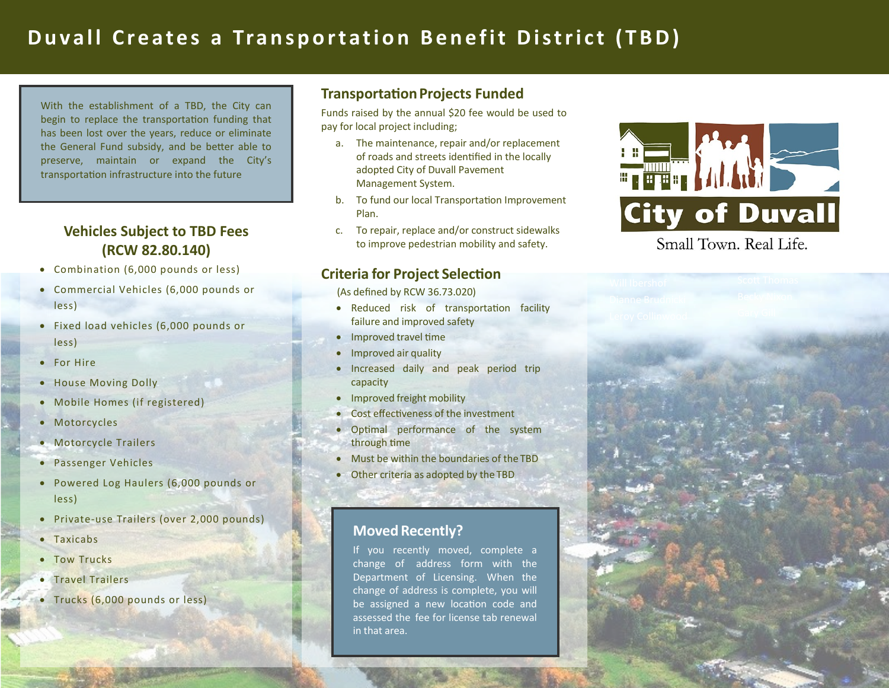# Duvall Creates a Transportation Benefit District (TBD)

With the establishment of a TBD, the City can begin to replace the transportation funding that has been lost over the years, reduce or eliminate the General Fund subsidy, and be better able to preserve, maintain or expand the City's transportation infrastructure into the future

## Vehicles Subject to TBD Fees (RCW 82.80.140)

- Combination (6,000 pounds or less)
- Commercial Vehicles (6,000 pounds or less)
- Fixed load vehicles (6,000 pounds or less)
- For Hire
- House Moving Dolly
- Mobile Homes (if registered)
- Motorcycles
- Motorcycle Trailers
- Passenger Vehicles
- Powered Log Haulers (6,000 pounds or less)
- Private-use Trailers (over 2,000 pounds)
- Taxicabs
- Tow Trucks
- Travel Trailers
- Trucks (6,000 pounds or less)

## Transportation Projects Funded

Funds raised by the annual $20 fee would be used to pay for local project including;

a. The maintenance, repair and/or replacement of roads and streets identified in the locally adopted City of Duvall Pavement Management System.

b. To fund our local Transportation Improvement Plan.

c. To repair, replace and/or construct sidewalks to improve pedestrian mobility and safety.

## Criteria for Project Selection

(As defined by RCW 36.73.020)

- Reduced risk of transportation facility failure and improved safety
- Improved travel time
- Improved air quality
- Increased daily and peak period trip capacity
- Improved freight mobility
- Cost effectiveness of the investment
- Optimal performance of the system through time
- Must be within the boundaries of the TBD
- Other criteria as adopted by the TBD

## Moved Recently?

If you recently moved, complete a change of address form with the Department of Licensing. When the change of address is complete, you will be assigned a new location code and assessed the fee for license tab renewal in that area.

City of Duvall

Small Town. Real Life.

Will Ibershof
Dianne Brudnicki
Leroy Collinwood

Scott Thomas
Becky Nixon
Gary Gill